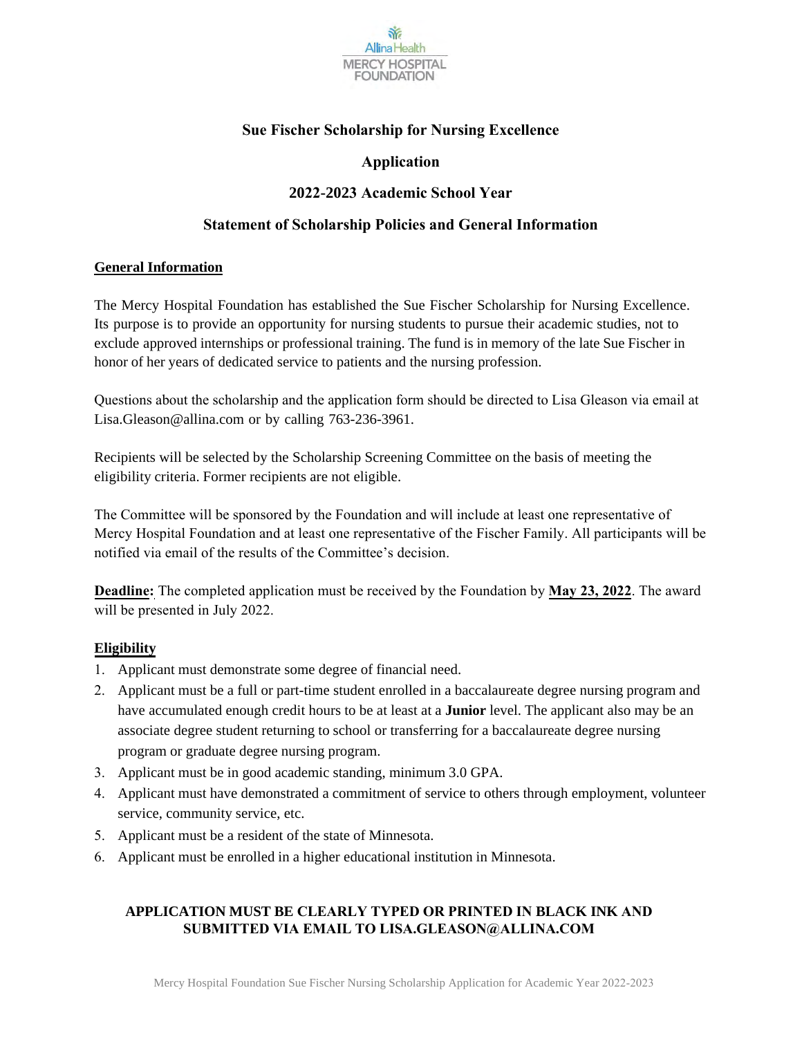Allina Health
MERCY HOSPITAL FOUNDATION

# Sue Fischer Scholarship for Nursing Excellence

## Application

## 2022-2023 Academic School Year

## Statement of Scholarship Policies and General Information

**General Information**

The Mercy Hospital Foundation has established the Sue Fischer Scholarship for Nursing Excellence. Its purpose is to provide an opportunity for nursing students to pursue their academic studies, not to exclude approved internships or professional training. The fund is in memory of the late Sue Fischer in honor of her years of dedicated service to patients and the nursing profession.

Questions about the scholarship and the application form should be directed to Lisa Gleason via email at Lisa.Gleason@allina.com or by calling 763-236-3961.

Recipients will be selected by the Scholarship Screening Committee on the basis of meeting the eligibility criteria. Former recipients are not eligible.

The Committee will be sponsored by the Foundation and will include at least one representative of Mercy Hospital Foundation and at least one representative of the Fischer Family. All participants will be notified via email of the results of the Committee's decision.

**Deadline:** The completed application must be received by the Foundation by **May 23, 2022**. The award will be presented in July 2022.

**Eligibility**

1. Applicant must demonstrate some degree of financial need.
2. Applicant must be a full or part-time student enrolled in a baccalaureate degree nursing program and have accumulated enough credit hours to be at least at a **Junior** level. The applicant also may be an associate degree student returning to school or transferring for a baccalaureate degree nursing program or graduate degree nursing program.
3. Applicant must be in good academic standing, minimum 3.0 GPA.
4. Applicant must have demonstrated a commitment of service to others through employment, volunteer service, community service, etc.
5. Applicant must be a resident of the state of Minnesota.
6. Applicant must be enrolled in a higher educational institution in Minnesota.

**APPLICATION MUST BE CLEARLY TYPED OR PRINTED IN BLACK INK AND SUBMITTED VIA EMAIL TO LISA.GLEASON@ALLINA.COM**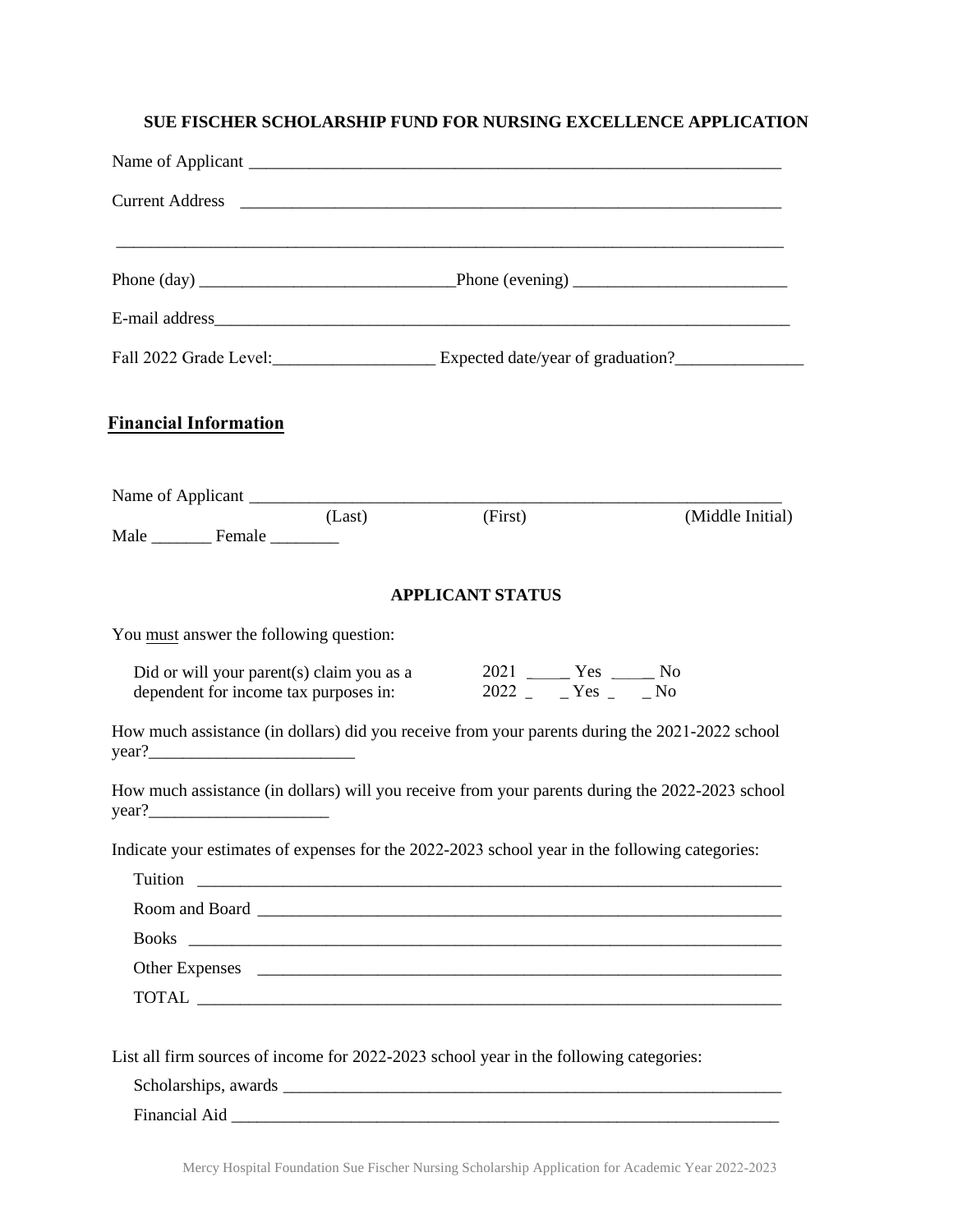**SUE FISCHER SCHOLARSHIP FUND FOR NURSING EXCELLENCE APPLICATION**

Name of Applicant ____________________________________________________________

Current Address ______________________________________________________________

_____________________________________________________________________________

Phone (day) ____________________________ Phone (evening) _______________________

E-mail address_________________________________________________________________

Fall 2022 Grade Level:__________________ Expected date/year of graduation?______________

## Financial Information

Name of Applicant ____________________________________________________________
(Last) (First) (Middle Initial)

Male _______ Female ________

### APPLICANT STATUS

You must answer the following question:

Did or will your parent(s) claim you as a dependent for income tax purposes in:
2021 _____ Yes _____ No
2022 _____ Yes _____ No

How much assistance (in dollars) did you receive from your parents during the 2021-2022 school year?________________________

How much assistance (in dollars) will you receive from your parents during the 2022-2023 school year?____________________

Indicate your estimates of expenses for the 2022-2023 school year in the following categories:

Tuition ______________________________________________________________________

Room and Board _______________________________________________________________

Books ________________________________________________________________________

Other Expenses ________________________________________________________________

TOTAL _______________________________________________________________________

List all firm sources of income for 2022-2023 school year in the following categories:

Scholarships, awards ____________________________________________________________

Financial Aid _________________________________________________________________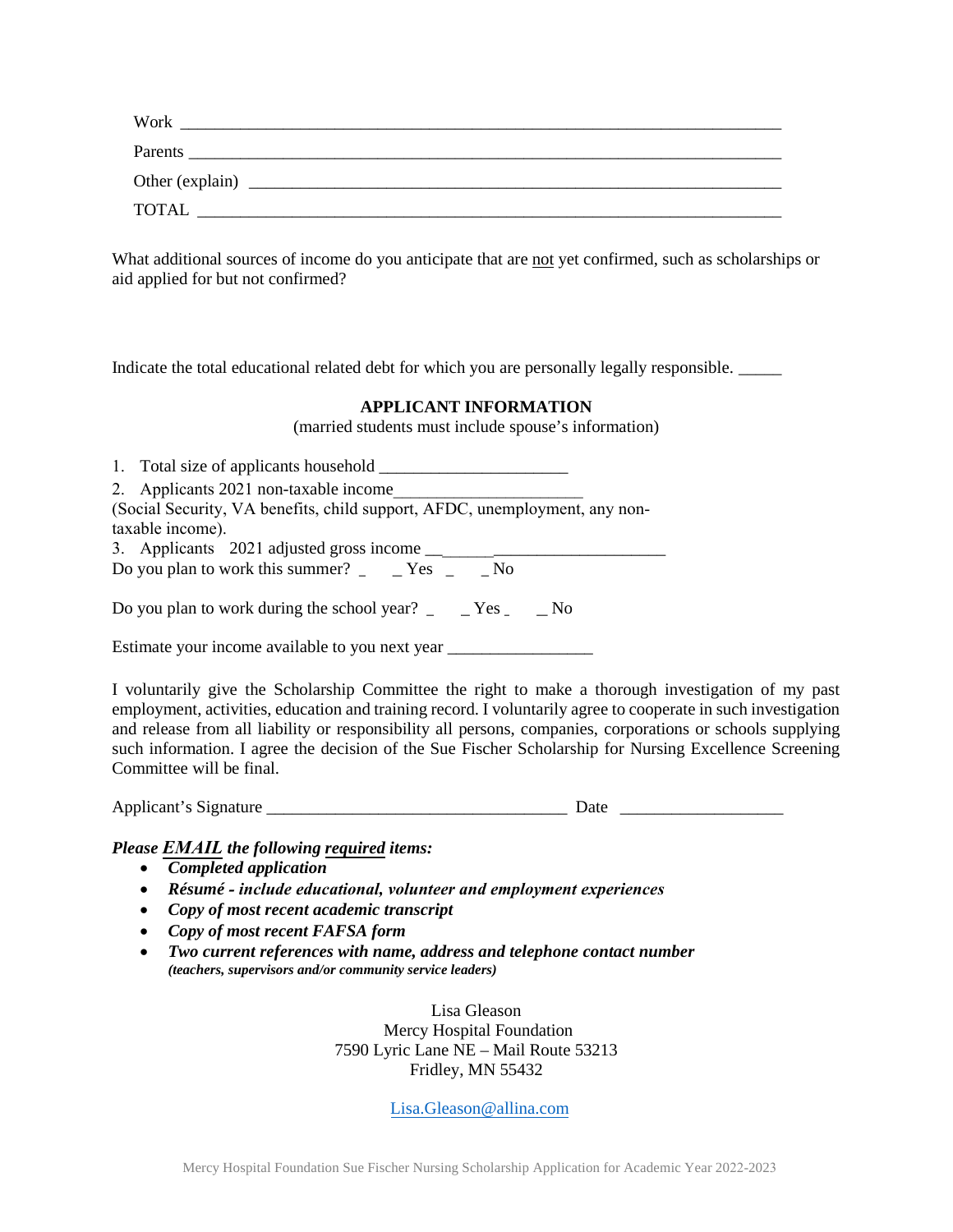Work ___________________________________________________________________________

Parents _________________________________________________________________________

Other (explain) ___________________________________________________________________

TOTAL __________________________________________________________________________

What additional sources of income do you anticipate that are <u>not</u> yet confirmed, such as scholarships or aid applied for but not confirmed?

Indicate the total educational related debt for which you are personally legally responsible. _____

**APPLICANT INFORMATION**

(married students must include spouse's information)

1. Total size of applicants household ______________________
2. Applicants 2021 non-taxable income______________________

(Social Security, VA benefits, child support, AFDC, unemployment, any non-taxable income).

3. Applicants 2021 adjusted gross income __________________________

Do you plan to work this summer? _ _ Yes _ _ No

Do you plan to work during the school year? _ _ Yes _ _ No

Estimate your income available to you next year ________________

I voluntarily give the Scholarship Committee the right to make a thorough investigation of my past employment, activities, education and training record. I voluntarily agree to cooperate in such investigation and release from all liability or responsibility all persons, companies, corporations or schools supplying such information. I agree the decision of the Sue Fischer Scholarship for Nursing Excellence Screening Committee will be final.

Applicant's Signature __________________________________ Date __________________

***Please <u>EMAIL</u> the following <u>required</u> items:***

- ***Completed application***
- ***Résumé - include educational, volunteer and employment experiences***
- ***Copy of most recent academic transcript***
- ***Copy of most recent FAFSA form***
- ***Two current references with name, address and telephone contact number*** ***(teachers, supervisors and/or community service leaders)***

Lisa Gleason
Mercy Hospital Foundation
7590 Lyric Lane NE – Mail Route 53213
Fridley, MN 55432

Lisa.Gleason@allina.com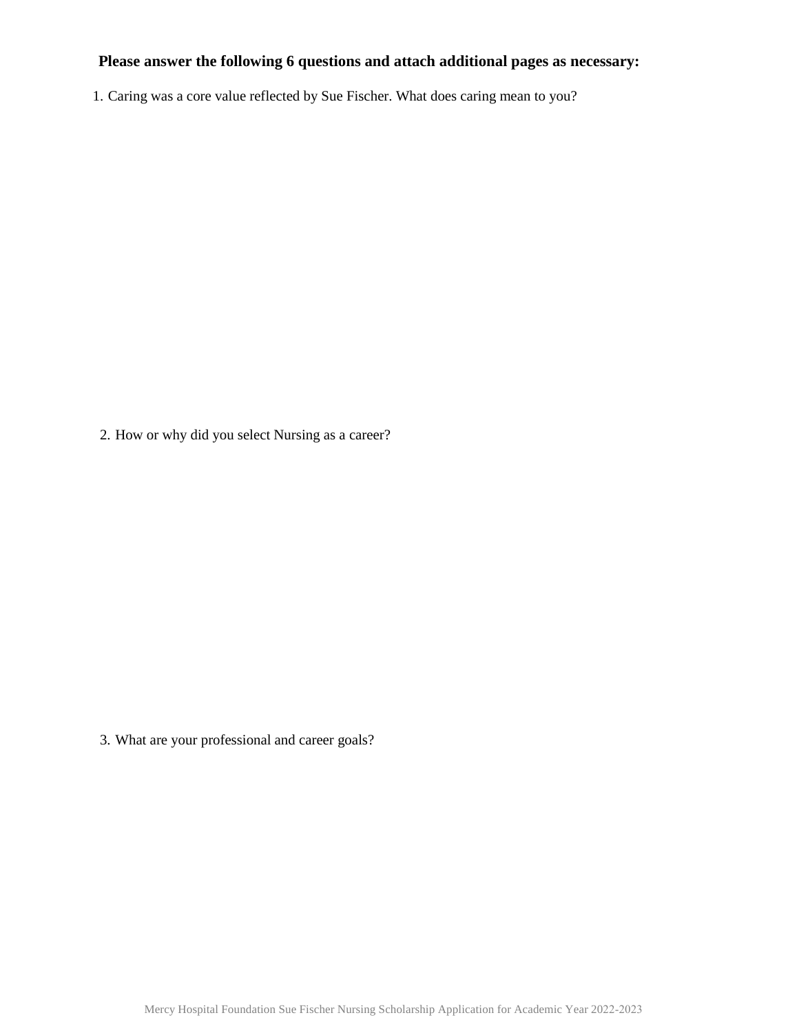**Please answer the following 6 questions and attach additional pages as necessary:**

1. Caring was a core value reflected by Sue Fischer. What does caring mean to you?

2. How or why did you select Nursing as a career?

3. What are your professional and career goals?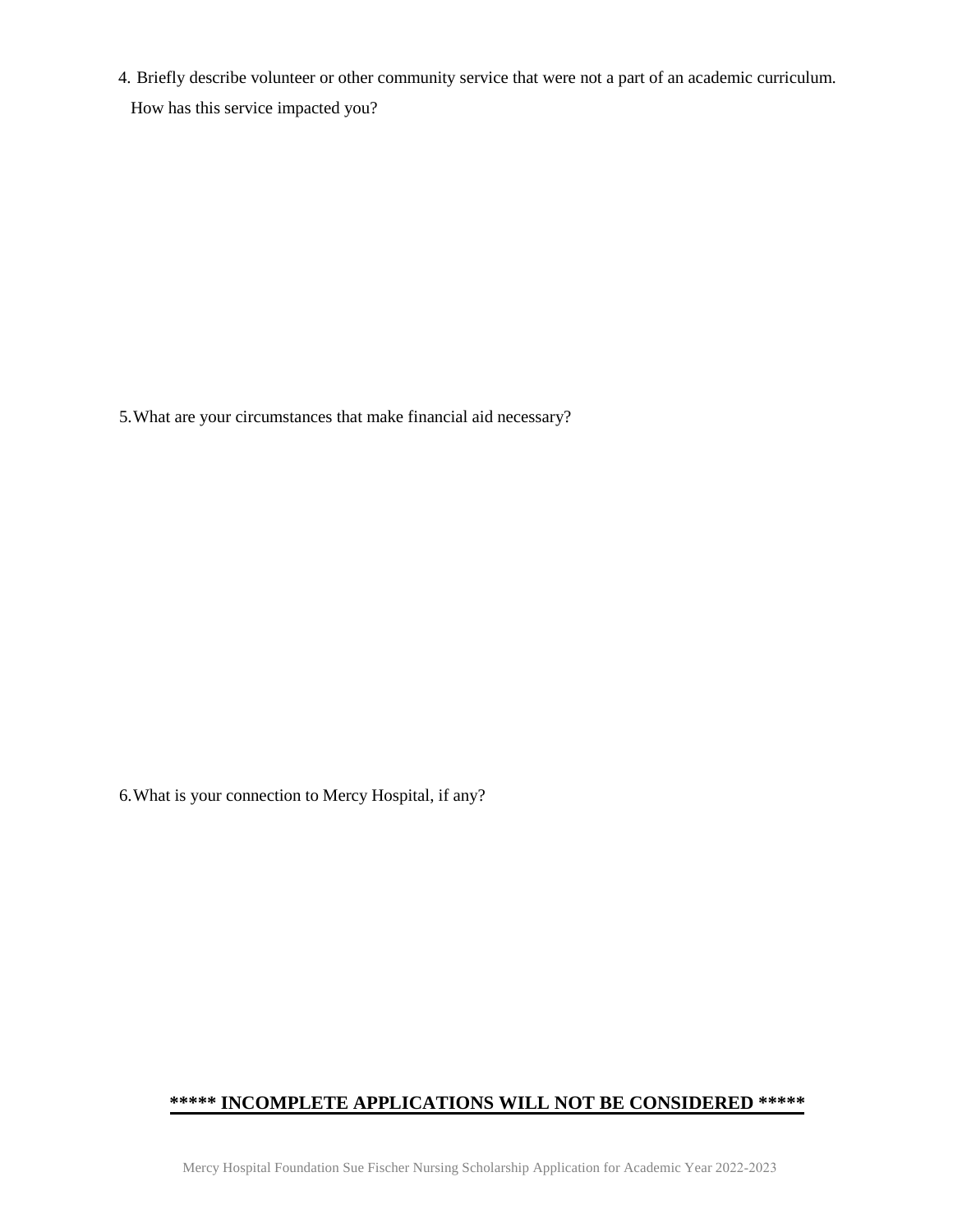4. Briefly describe volunteer or other community service that were not a part of an academic curriculum. How has this service impacted you?

5. What are your circumstances that make financial aid necessary?

6. What is your connection to Mercy Hospital, if any?

**\*\*\*\*\* INCOMPLETE APPLICATIONS WILL NOT BE CONSIDERED \*\*\*\*\***